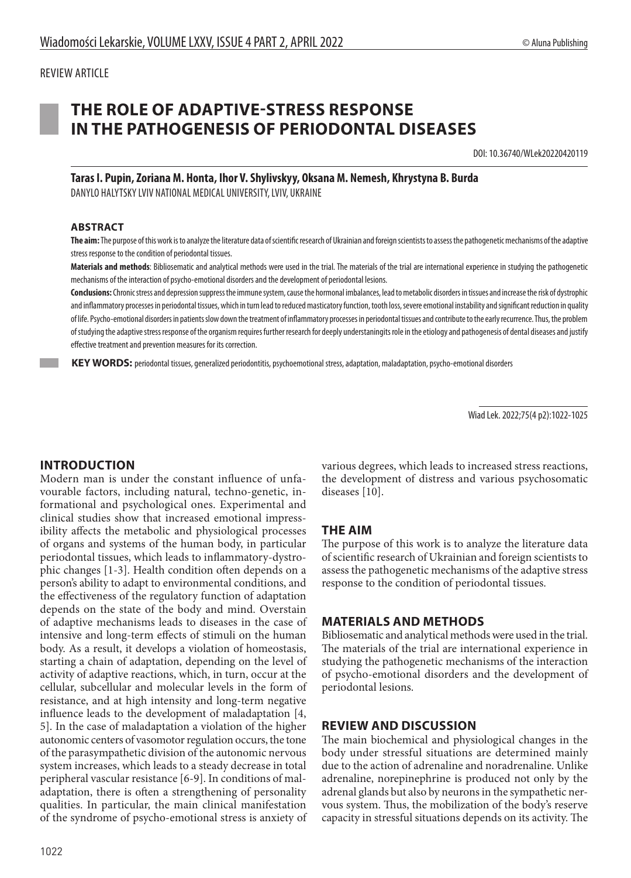REVIEW ARTICLE

# THE ROLE OF ADAPTIVE-STRESS RESPONSE IN THE PATHOGENESIS OF PERIODONTAL DISEASES

DOI: 10.36740/WLek20220420119

**Taras I. Pupin, Zoriana M. Honta, Ihor V. Shylivskyy, Oksana M. Nemesh, Khrystyna B. Burda**

DANYLO HALYTSKY LVIV NATIONAL MEDICAL UNIVERSITY, LVIV, UKRAINE

## ABSTRACT

**The aim:** The purpose of this work is to analyze the literature data of scientific research of Ukrainian and foreign scientists to assess the pathogenetic mechanisms of the adaptive stress response to the condition of periodontal tissues.

**Materials and methods**: Bibliosematic and analytical methods were used in the trial. The materials of the trial are international experience in studying the pathogenetic mechanisms of the interaction of psycho-emotional disorders and the development of periodontal lesions.

**Conclusions:** Chronic stress and depression suppress the immune system, cause the hormonal imbalances, lead to metabolic disorders in tissues and increase the risk of dystrophic and inflammatory processes in periodontal tissues, which in turn lead to reduced masticatory function, tooth loss, severe emotional instability and significant reduction in quality of life. Psycho-emotional disorders in patients slow down the treatment of inflammatory processes in periodontal tissues and contribute to the early recurrence. Thus, the problem of studying the adaptive stress response of the organism requires further research for deeply understandingits role in the etiology and pathogenesis of dental diseases and justify effective treatment and prevention measures for its correction.

**KEY WORDS:** periodontal tissues, generalized periodontitis, psychoemotional stress, adaptation, maladaptation, psycho-emotional disorders

## INTRODUCTION

Modern man is under the constant influence of unfavourable factors, including natural, techno-genetic, informational and psychological ones. Experimental and clinical studies show that increased emotional impressibility affects the metabolic and physiological processes of organs and systems of the human body, in particular periodontal tissues, which leads to inflammatory-dystrophic changes [1-3]. Health condition often depends on a person's ability to adapt to environmental conditions, and the effectiveness of the regulatory function of adaptation depends on the state of the body and mind. Overstain of adaptive mechanisms leads to diseases in the case of intensive and long-term effects of stimuli on the human body. As a result, it develops a violation of homeostasis, starting a chain of adaptation, depending on the level of activity of adaptive reactions, which, in turn, occur at the cellular, subcellular and molecular levels in the form of resistance, and at high intensity and long-term negative influence leads to the development of maladaptation [4, 5]. In the case of maladaptation a violation of the higher autonomic centers of vasomotor regulation occurs, the tone of the parasympathetic division of the autonomic nervous system increases, which leads to a steady decrease in total peripheral vascular resistance [6-9]. In conditions of maladaptation, there is often a strengthening of personality qualities. In particular, the main clinical manifestation of the syndrome of psycho-emotional stress is anxiety of various degrees, which leads to increased stress reactions, the development of distress and various psychosomatic diseases [10].

## THE AIM

The purpose of this work is to analyze the literature data of scientific research of Ukrainian and foreign scientists to assess the pathogenetic mechanisms of the adaptive stress response to the condition of periodontal tissues.

## MATERIALS AND METHODS

Bibliosematic and analytical methods were used in the trial. The materials of the trial are international experience in studying the pathogenetic mechanisms of the interaction of psycho-emotional disorders and the development of periodontal lesions.

## REVIEW AND DISCUSSION

The main biochemical and physiological changes in the body under stressful situations are determined mainly due to the action of adrenaline and noradrenaline. Unlike adrenaline, norepinephrine is produced not only by the adrenal glands but also by neurons in the sympathetic nervous system. Thus, the mobilization of the body's reserve capacity in stressful situations depends on its activity. The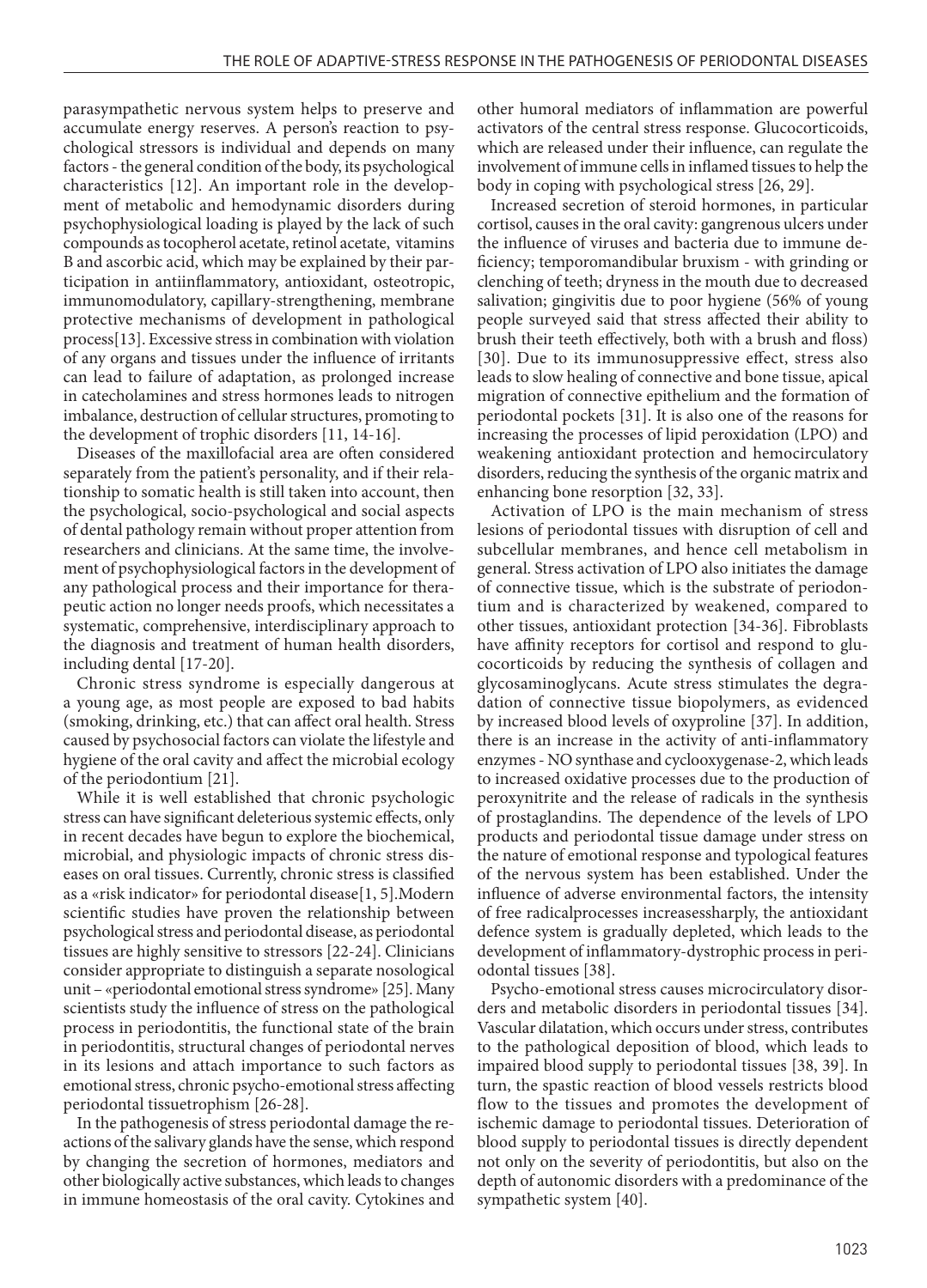parasympathetic nervous system helps to preserve and accumulate energy reserves. A person's reaction to psychological stressors is individual and depends on many factors - the general condition of the body, its psychological characteristics [12]. An important role in the development of metabolic and hemodynamic disorders during psychophysiological loading is played by the lack of such compounds as tocopherol acetate, retinol acetate, vitamins B and ascorbic acid, which may be explained by their participation in antiinflammatory, antioxidant, osteotropic, immunomodulatory, capillary-strengthening, membrane protective mechanisms of development in pathological process[13]. Excessive stress in combination with violation of any organs and tissues under the influence of irritants can lead to failure of adaptation, as prolonged increase in catecholamines and stress hormones leads to nitrogen imbalance, destruction of cellular structures, promoting to the development of trophic disorders [11, 14-16].

Diseases of the maxillofacial area are often considered separately from the patient's personality, and if their relationship to somatic health is still taken into account, then the psychological, socio-psychological and social aspects of dental pathology remain without proper attention from researchers and clinicians. At the same time, the involvement of psychophysiological factors in the development of any pathological process and their importance for therapeutic action no longer needs proofs, which necessitates a systematic, comprehensive, interdisciplinary approach to the diagnosis and treatment of human health disorders, including dental [17-20].

Chronic stress syndrome is especially dangerous at a young age, as most people are exposed to bad habits (smoking, drinking, etc.) that can affect oral health. Stress caused by psychosocial factors can violate the lifestyle and hygiene of the oral cavity and affect the microbial ecology of the periodontium [21].

While it is well established that chronic psychologic stress can have significant deleterious systemic effects, only in recent decades have begun to explore the biochemical, microbial, and physiologic impacts of chronic stress diseases on oral tissues. Currently, chronic stress is classified as a «risk indicator» for periodontal disease[1, 5].Modern scientific studies have proven the relationship between psychological stress and periodontal disease, as periodontal tissues are highly sensitive to stressors [22-24]. Clinicians consider appropriate to distinguish a separate nosological unit – «periodontal emotional stress syndrome» [25]. Many scientists study the influence of stress on the pathological process in periodontitis, the functional state of the brain in periodontitis, structural changes of periodontal nerves in its lesions and attach importance to such factors as emotional stress, chronic psycho-emotional stress affecting periodontal tissuetrophism [26-28].

In the pathogenesis of stress periodontal damage the reactions of the salivary glands have the sense, which respond by changing the secretion of hormones, mediators and other biologically active substances, which leads to changes in immune homeostasis of the oral cavity. Cytokines and other humoral mediators of inflammation are powerful activators of the central stress response. Glucocorticoids, which are released under their influence, can regulate the involvement of immune cells in inflamed tissues to help the body in coping with psychological stress [26, 29].

Increased secretion of steroid hormones, in particular cortisol, causes in the oral cavity: gangrenous ulcers under the influence of viruses and bacteria due to immune deficiency; temporomandibular bruxism - with grinding or clenching of teeth; dryness in the mouth due to decreased salivation; gingivitis due to poor hygiene (56% of young people surveyed said that stress affected their ability to brush their teeth effectively, both with a brush and floss) [30]. Due to its immunosuppressive effect, stress also leads to slow healing of connective and bone tissue, apical migration of connective epithelium and the formation of periodontal pockets [31]. It is also one of the reasons for increasing the processes of lipid peroxidation (LPO) and weakening antioxidant protection and hemocirculatory disorders, reducing the synthesis of the organic matrix and enhancing bone resorption [32, 33].

Activation of LPO is the main mechanism of stress lesions of periodontal tissues with disruption of cell and subcellular membranes, and hence cell metabolism in general. Stress activation of LPO also initiates the damage of connective tissue, which is the substrate of periodontium and is characterized by weakened, compared to other tissues, antioxidant protection [34-36]. Fibroblasts have affinity receptors for cortisol and respond to glucocorticoids by reducing the synthesis of collagen and glycosaminoglycans. Acute stress stimulates the degradation of connective tissue biopolymers, as evidenced by increased blood levels of oxyproline [37]. In addition, there is an increase in the activity of anti-inflammatory enzymes - NO synthase and cyclooxygenase-2, which leads to increased oxidative processes due to the production of peroxynitrite and the release of radicals in the synthesis of prostaglandins. The dependence of the levels of LPO products and periodontal tissue damage under stress on the nature of emotional response and typological features of the nervous system has been established. Under the influence of adverse environmental factors, the intensity of free radicalprocesses increasessharply, the antioxidant defence system is gradually depleted, which leads to the development of inflammatory-dystrophic process in periodontal tissues [38].

Psycho-emotional stress causes microcirculatory disorders and metabolic disorders in periodontal tissues [34]. Vascular dilatation, which occurs under stress, contributes to the pathological deposition of blood, which leads to impaired blood supply to periodontal tissues [38, 39]. In turn, the spastic reaction of blood vessels restricts blood flow to the tissues and promotes the development of ischemic damage to periodontal tissues. Deterioration of blood supply to periodontal tissues is directly dependent not only on the severity of periodontitis, but also on the depth of autonomic disorders with a predominance of the sympathetic system [40].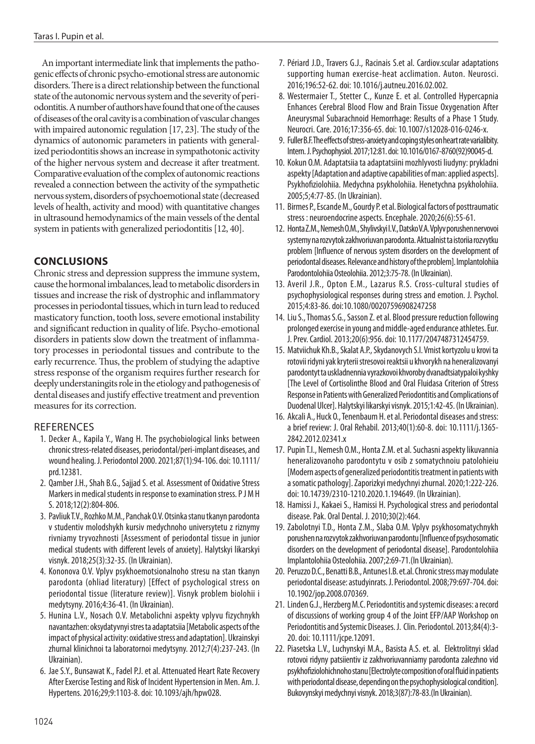An important intermediate link that implements the pathogenic effects of chronic psycho-emotional stress are autonomic disorders. There is a direct relationship between the functional state of the autonomic nervous system and the severity of periodontitis. A number of authors have found that one of the causes of diseases of the oral cavity is a combination of vascular changes with impaired autonomic regulation [17, 23]. The study of the dynamics of autonomic parameters in patients with generalized periodontitis shows an increase in sympathotonic activity of the higher nervous system and decrease it after treatment. Comparative evaluation of the complex of autonomic reactions revealed a connection between the activity of the sympathetic nervous system, disorders of psychoemotional state (decreased levels of health, activity and mood) with quantitative changes in ultrasound hemodynamics of the main vessels of the dental system in patients with generalized periodontitis [12, 40].

## CONCLUSIONS

Chronic stress and depression suppress the immune system, cause the hormonal imbalances, lead to metabolic disorders in tissues and increase the risk of dystrophic and inflammatory processes in periodontal tissues, which in turn lead to reduced masticatory function, tooth loss, severe emotional instability and significant reduction in quality of life. Psycho-emotional disorders in patients slow down the treatment of inflammatory processes in periodontal tissues and contribute to the early recurrence. Thus, the problem of studying the adaptive stress response of the organism requires further research for deeply understandingits role in the etiology and pathogenesis of dental diseases and justify effective treatment and prevention measures for its correction.

## REFERENCES

1. Decker A., Kapila Y., Wang H. The psychobiological links between chronic stress-related diseases, periodontal/peri-implant diseases, and wound healing. J. Periodontol 2000. 2021;87(1):94-106. doi: 10.1111/prd.12381.
2. Qamber J.H., Shah B.G., Sajjad S. et al. Assessment of Oxidative Stress Markers in medical students in response to examination stress. P J M H S. 2018;12(2):804-806.
3. Pavliuk T.V., Rozhko M.M., Panchak O.V. Otsinka stanu tkanyn parodonta v studentiv molodshykh kursiv medychnoho universytetu z riznymy rivniamy tryvozhnosti [Assessment of periodontal tissue in junior medical students with different levels of anxiety]. Halytskyi likarskyi visnyk. 2018;25(3):32-35. (In Ukrainian).
4. Kononova O.V. Vplyv psykhoemotsionalnoho stresu na stan tkanyn parodonta (ohliad literatury) [Effect of psychological stress on periodontal tissue (literature review)]. Visnyk problem biolohii i medytsyny. 2016;4:36-41. (In Ukrainian).
5. Hunina L.V., Nosach O.V. Metabolichni aspekty vplyvu fizychnykh navantazhen: oksydatyvnyi stres ta adaptatsiia [Metabolic aspects of the impact of physical activity: oxidative stress and adaptation]. Ukrainskyi zhurnal klinichnoi ta laboratornoi medytsyny. 2012;7(4):237-243. (In Ukrainian).
6. Jae S.Y., Bunsawat K., Fadel P.J. et al. Attenuated Heart Rate Recovery After Exercise Testing and Risk of Incident Hypertension in Men. Am. J. Hypertens. 2016;29;9:1103-8. doi: 10.1093/ajh/hpw028.
7. Périard J.D., Travers G.J., Racinais S.et al. Cardiov.scular adaptations supporting human exercise-heat acclimation. Auton. Neurosci. 2016;196:52-62. doi: 10.1016/j.autneu.2016.02.002.
8. Westermaier T., Stetter C., Kunze E. et al. Controlled Hypercapnia Enhances Cerebral Blood Flow and Brain Tissue Oxygenation After Aneurysmal Subarachnoid Hemorrhage: Results of a Phase 1 Study. Neurocri. Care. 2016;17:356-65. doi: 10.1007/s12028-016-0246-x.
9. Fuller B.F. The effects of stress-anxiety and coping styles on heart rate varialibity. Intern. J. Psychophysiol. 2017;12:81. doi: 10.1016/0167-8760(92)90045-d.
10. Kokun O.M. Adaptatsiia ta adaptatsiini mozhlyvosti liudyny: prykladni aspekty [Adaptation and adaptive capabilities of man: applied aspects]. Psykhofiziolohiia. Medychna psykholohiia. Henetychna psykholohiia. 2005;5;4:77-85. (In Ukrainian).
11. Birmes P., Escande M., Gourdy P. et al. Biological factors of posttraumatic stress : neuroendocrine aspects. Encephale. 2020;26(6):55-61.
12. Honta Z.M., Nemesh O.M., Shylivskyi I.V., Datsko V.A. Vplyv porushen nervovoi systemy na rozvytok zakhvoriuvan parodonta. Aktualnist ta istoriia rozvytku problem [Influence of nervous system disorders on the development of periodontal diseases. Relevance and history of the problem]. Implantolohiia Parodontolohiia Osteolohiia. 2012;3:75-78. (In Ukrainian).
13. Averil J.R., Opton E.M., Lazarus R.S. Cross-cultural studies of psychophysiological responses during stress and emotion. J. Psychol. 2015;4:83-86. doi:10.1080/00207596908247258
14. Liu S., Thomas S.G., Sasson Z. et al. Blood pressure reduction following prolonged exercise in young and middle-aged endurance athletes. Eur. J. Prev. Cardiol. 2013;20(6):956. doi: 10.1177/2047487312454759.
15. Matviichuk Kh.B., Skalat A.P., Skydanovych S.I. Vmist kortyzolu u krovi ta rotovii ridyni yak kryterii stresovoi reaktsii u khvorykh na heneralizovanyi parodontyt ta uskladnennia vyrazkovoi khvoroby dvanadtsiatypaloi kyshky [The Level of Cortisolinthe Blood and Oral Fluidasa Criterion of Stress Response in Patients with Generalized Periodontitis and Complications of Duodenal Ulcer]. Halytskyi likarskyi visnyk. 2015;1:42-45. (In Ukrainian).
16. Akcali A., Huck O., Tenenbaum H. et al. Periodontal diseases and stress: a brief review: J. Oral Rehabil. 2013;40(1):60-8. doi: 10.1111/j.1365-2842.2012.02341.x
17. Pupin T.I., Nemesh O.M., Honta Z.M. et al. Suchasni aspekty likuvannia heneralizovanoho parodontytu v osib z somatychnoiu patolohieiu [Modern aspects of generalized periodontitis treatment in patients with a somatic pathology]. Zaporizkyi medychnyi zhurnal. 2020;1:222-226. doi: 10.14739/2310-1210.2020.1.194649. (In Ukrainian).
18. Hamissi J., Kakaei S., Hamissi H. Psychological stress and periodontal disease. Pak. Oral Dental. J. 2010;30(2):464.
19. Zabolotnyi T.D., Honta Z.M., Slaba O.M. Vplyv psykhosomatychnykh porushen na rozvytok zakhvoriuvan parodontu [Influence of psychosomatic disorders on the development of periodontal disease]. Parodontolohiia Implantolohiia Osteolohiia. 2007;2:69-71.(In Ukrainian).
20. Peruzzo D.C., Benatti B.B., Antunes I.B. et.al. Chronic stress may modulate periodontal disease: astudyinrats. J. Periodontol. 2008;79:697-704. doi: 10.1902/jop.2008.070369.
21. Linden G.J., Herzberg M.C. Periodontitis and systemic diseases: a record of discussions of working group 4 of the Joint EFP/AAP Workshop on Periodontitis and Systemic Diseases. J. Clin. Periodontol. 2013;84(4):3-20. doi: 10.1111/jcpe.12091.
22. Piasetska L.V., Luchynskyi M.A., Basista A.S. et. al. Elektrolitnyi sklad rotovoi ridyny patsiientiv iz zakhvoriuvanniamy parodonta zalezhno vid psykhofiziolohichnoho stanu [Electrolyte composition of oral fluid in patients with periodontal disease, depending on the psychophysiological condition]. Bukovynskyi medychnyi visnyk. 2018;3(87):78-83.(In Ukrainian).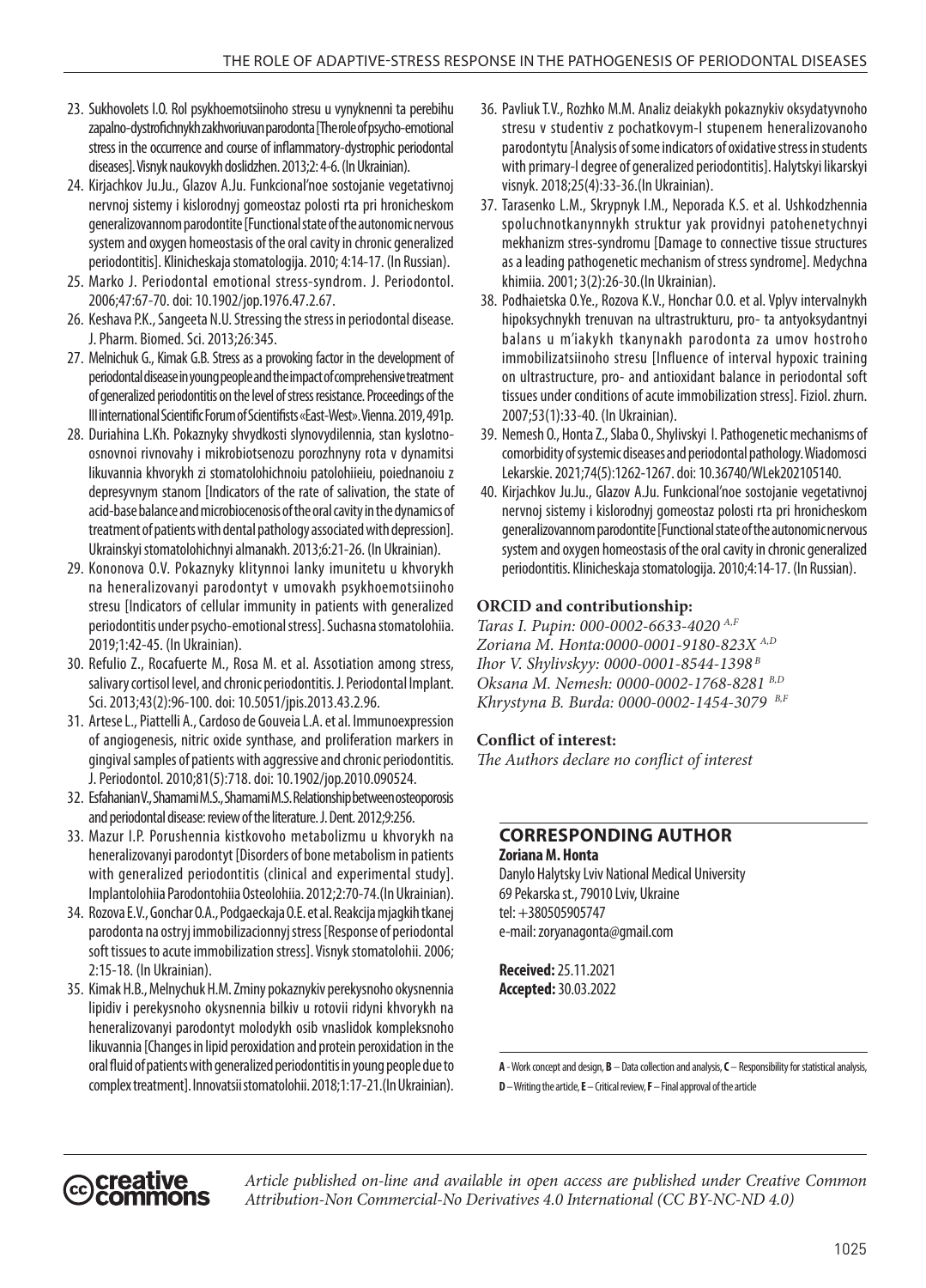23. Sukhovolets I.O. Rol psykhoemotsiinoho stresu u vynyknenni ta perebihu zapalno-dystrofichnykh zakhvoriuvan parodonta [The role of psycho-emotional stress in the occurrence and course of inflammatory-dystrophic periodontal diseases]. Visnyk naukovykh doslidzhen. 2013;2: 4-6. (In Ukrainian).
24. Kirjachkov Ju.Ju., Glazov A.Ju. Funkcional'noe sostojanie vegetativnoj nervnoj sistemy i kislorodnyj gomeostaz polosti rta pri hronicheskom generalizovannom parodontite [Functional state of the autonomic nervous system and oxygen homeostasis of the oral cavity in chronic generalized periodontitis]. Klinicheskaja stomatologija. 2010; 4:14-17. (In Russian).
25. Marko J. Periodontal emotional stress-syndrom. J. Periodontol. 2006;47:67-70. doi: 10.1902/jop.1976.47.2.67.
26. Keshava P.K., Sangeeta N.U. Stressing the stress in periodontal disease. J. Pharm. Biomed. Sci. 2013;26:345.
27. Melnichuk G., Kimak G.B. Stress as a provoking factor in the development of periodontal disease in young people and the impact of comprehensive treatment of generalized periodontitis on the level of stress resistance. Proceedings of the III international Scientific Forum of Scientifists «East-West». Vienna. 2019, 491p.
28. Duriahina L.Kh. Pokaznyky shvydkosti slynovydilennia, stan kyslotno-osnovnoi rivnovahy i mikrobiotsenozu porozhnyny rota v dynamitsi likuvannia khvorykh zi stomatolohichnoiu patolohiieiu, poiednanoiu z depresyvnym stanom [Indicators of the rate of salivation, the state of acid-base balance and microbiocenosis of the oral cavity in the dynamics of treatment of patients with dental pathology associated with depression]. Ukrainskyi stomatolohichnyi almanakh. 2013;6:21-26. (In Ukrainian).
29. Kononova O.V. Pokaznyky klitynnoi lanky imunitetu u khvorykh na heneralizovanyi parodontyt v umovakh psykhoemotsiinoho stresu [Indicators of cellular immunity in patients with generalized periodontitis under psycho-emotional stress]. Suchasna stomatolohiia. 2019;1:42-45. (In Ukrainian).
30. Refulio Z., Rocafuerte M., Rosa M. et al. Assotiation among stress, salivary cortisol level, and chronic periodontitis. J. Periodontal Implant. Sci. 2013;43(2):96-100. doi: 10.5051/jpis.2013.43.2.96.
31. Artese L., Piattelli A., Cardoso de Gouveia L.A. et al. Immunoexpression of angiogenesis, nitric oxide synthase, and proliferation markers in gingival samples of patients with aggressive and chronic periodontitis. J. Periodontol. 2010;81(5):718. doi: 10.1902/jop.2010.090524.
32. Esfahanian V., Shamami M.S., Shamami M.S. Relationship between osteoporosis and periodontal disease: review of the literature. J. Dent. 2012;9:256.
33. Mazur I.P. Porushennia kistkovoho metabolizmu u khvorykh na heneralizovanyi parodontyt [Disorders of bone metabolism in patients with generalized periodontitis (clinical and experimental study]. Implantolohiia Parodontohiia Osteolohiia. 2012;2:70-74.(In Ukrainian).
34. Rozova E.V., Gonchar O.A., Podgaeckaja O.E. et al. Reakcija mjagkih tkanej parodonta na ostryj immobilizacionnyj stress [Response of periodontal soft tissues to acute immobilization stress]. Visnyk stomatolohii. 2006; 2:15-18. (In Ukrainian).
35. Kimak H.B., Melnychuk H.M. Zminy pokaznykiv perekysnoho okysnennia lipidiv i perekysnoho okysnennia bilkiv u rotovii ridyni khvorykh na heneralizovanyi parodontyt molodykh osib vnaslidok kompleksnoho likuvannia [Changes in lipid peroxidation and protein peroxidation in the oral fluid of patients with generalized periodontitis in young people due to complex treatment]. Innovatsii stomatolohii. 2018;1:17-21.(In Ukrainian).
36. Pavliuk T.V., Rozhko M.M. Analiz deiakykh pokaznykiv oksydatyvnoho stresu v studentiv z pochatkovym-I stupenem heneralizovanoho parodontytu [Analysis of some indicators of oxidative stress in students with primary-I degree of generalized periodontitis]. Halytskyi likarskyi visnyk. 2018;25(4):33-36.(In Ukrainian).
37. Tarasenko L.M., Skrypnyk I.M., Neporada K.S. et al. Ushkodzhennia spoluchnotkanynnykh struktur yak providnyi patohenetychnyi mekhanizm stres-syndromu [Damage to connective tissue structures as a leading pathogenetic mechanism of stress syndrome]. Medychna khimiia. 2001; 3(2):26-30.(In Ukrainian).
38. Podhaietska O.Ye., Rozova K.V., Honchar O.O. et al. Vplyv intervalnykh hipoksychnykh trenuvan na ultrastrukturu, pro- ta antyoksydantnyi balans u m'iakykh tkanynakh parodonta za umov hostroho immobilizatsiinoho stresu [Influence of interval hypoxic training on ultrastructure, pro- and antioxidant balance in periodontal soft tissues under conditions of acute immobilization stress]. Fiziol. zhurn. 2007;53(1):33-40. (In Ukrainian).
39. Nemesh O., Honta Z., Slaba O., Shylivskyi I. Pathogenetic mechanisms of comorbidity of systemic diseases and periodontal pathology. Wiadomosci Lekarskie. 2021;74(5):1262-1267. doi: 10.36740/WLek202105140.
40. Kirjachkov Ju.Ju., Glazov A.Ju. Funkcional'noe sostojanie vegetativnoj nervnoj sistemy i kislorodnyj gomeostaz polosti rta pri hronicheskom generalizovannom parodontite [Functional state of the autonomic nervous system and oxygen homeostasis of the oral cavity in chronic generalized periodontitis. Klinicheskaja stomatologija. 2010;4:14-17. (In Russian).

**ORCID and contributionship:**

*Taras I. Pupin: 000-0002-6633-4020* [A,F]
*Zoriana M. Honta:0000-0001-9180-823X* [A,D]
*Ihor V. Shylivskyy: 0000-0001-8544-1398* [B]
*Oksana M. Nemesh: 0000-0002-1768-8281* [B,D]
*Khrystyna B. Burda: 0000-0002-1454-3079* [B,F]

**Conflict of interest:**

*The Authors declare no conflict of interest*

## CORRESPONDING AUTHOR

**Zoriana M. Honta**
Danylo Halytsky Lviv National Medical University
69 Pekarska st., 79010 Lviv, Ukraine
tel: +380505905747
e-mail: zoryanagonta@gmail.com

**Received:** 25.11.2021
**Accepted:** 30.03.2022

**A** - Work concept and design, **B** – Data collection and analysis, **C** – Responsibility for statistical analysis, **D** – Writing the article, **E** – Critical review, **F** – Final approval of the article

*Article published on-line and available in open access are published under Creative Common Attribution-Non Commercial-No Derivatives 4.0 International (CC BY-NC-ND 4.0)*